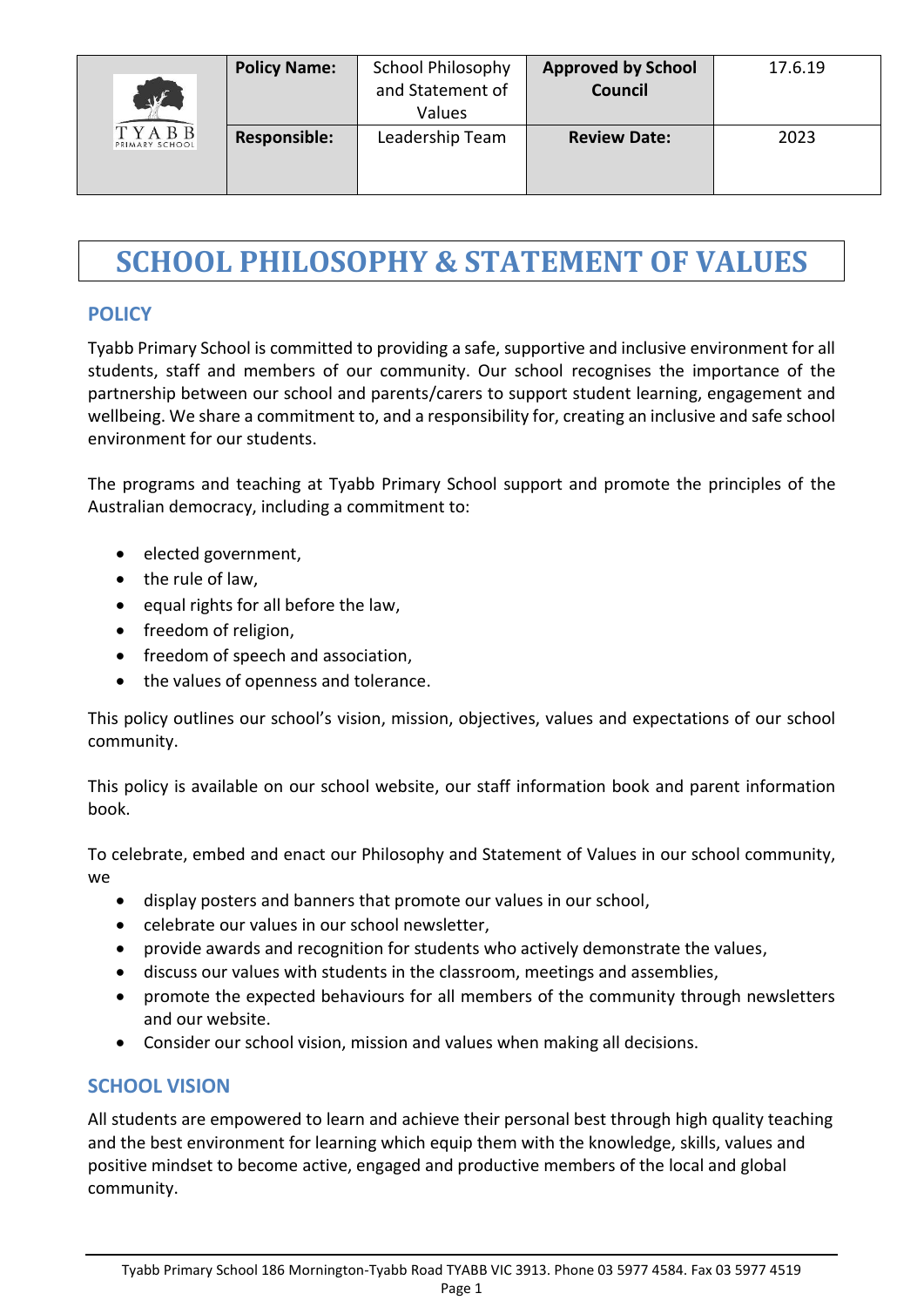| | Policy Name: | School Philosophy and Statement of Values | Approved by School Council | 17.6.19 |
|---|---|---|---|---|
| TYABB PRIMARY SCHOOL | Responsible: | Leadership Team | Review Date: | 2023 |

# SCHOOL PHILOSOPHY & STATEMENT OF VALUES

## POLICY

Tyabb Primary School is committed to providing a safe, supportive and inclusive environment for all students, staff and members of our community. Our school recognises the importance of the partnership between our school and parents/carers to support student learning, engagement and wellbeing. We share a commitment to, and a responsibility for, creating an inclusive and safe school environment for our students.

The programs and teaching at Tyabb Primary School support and promote the principles of the Australian democracy, including a commitment to:

- elected government,
- the rule of law,
- equal rights for all before the law,
- freedom of religion,
- freedom of speech and association,
- the values of openness and tolerance.

This policy outlines our school's vision, mission, objectives, values and expectations of our school community.

This policy is available on our school website, our staff information book and parent information book.

To celebrate, embed and enact our Philosophy and Statement of Values in our school community, we

- display posters and banners that promote our values in our school,
- celebrate our values in our school newsletter,
- provide awards and recognition for students who actively demonstrate the values,
- discuss our values with students in the classroom, meetings and assemblies,
- promote the expected behaviours for all members of the community through newsletters and our website.
- Consider our school vision, mission and values when making all decisions.

## SCHOOL VISION

All students are empowered to learn and achieve their personal best through high quality teaching and the best environment for learning which equip them with the knowledge, skills, values and positive mindset to become active, engaged and productive members of the local and global community.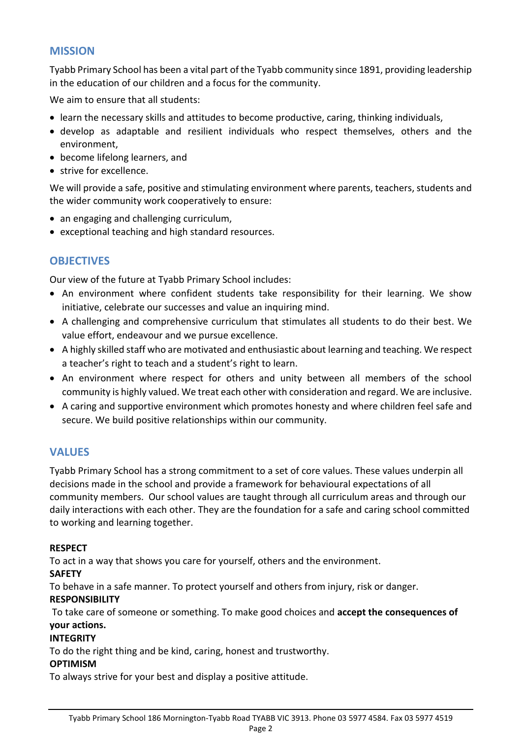## MISSION

Tyabb Primary School has been a vital part of the Tyabb community since 1891, providing leadership in the education of our children and a focus for the community.

We aim to ensure that all students:

- learn the necessary skills and attitudes to become productive, caring, thinking individuals,
- develop as adaptable and resilient individuals who respect themselves, others and the environment,
- become lifelong learners, and
- strive for excellence.

We will provide a safe, positive and stimulating environment where parents, teachers, students and the wider community work cooperatively to ensure:

- an engaging and challenging curriculum,
- exceptional teaching and high standard resources.

## OBJECTIVES

Our view of the future at Tyabb Primary School includes:

- An environment where confident students take responsibility for their learning. We show initiative, celebrate our successes and value an inquiring mind.
- A challenging and comprehensive curriculum that stimulates all students to do their best. We value effort, endeavour and we pursue excellence.
- A highly skilled staff who are motivated and enthusiastic about learning and teaching. We respect a teacher's right to teach and a student's right to learn.
- An environment where respect for others and unity between all members of the school community is highly valued. We treat each other with consideration and regard. We are inclusive.
- A caring and supportive environment which promotes honesty and where children feel safe and secure. We build positive relationships within our community.

## VALUES

Tyabb Primary School has a strong commitment to a set of core values. These values underpin all decisions made in the school and provide a framework for behavioural expectations of all community members. Our school values are taught through all curriculum areas and through our daily interactions with each other. They are the foundation for a safe and caring school committed to working and learning together.

**RESPECT**
To act in a way that shows you care for yourself, others and the environment.

**SAFETY**
To behave in a safe manner. To protect yourself and others from injury, risk or danger.

**RESPONSIBILITY**
To take care of someone or something. To make good choices and **accept the consequences of your actions.**

**INTEGRITY**
To do the right thing and be kind, caring, honest and trustworthy.

**OPTIMISM**
To always strive for your best and display a positive attitude.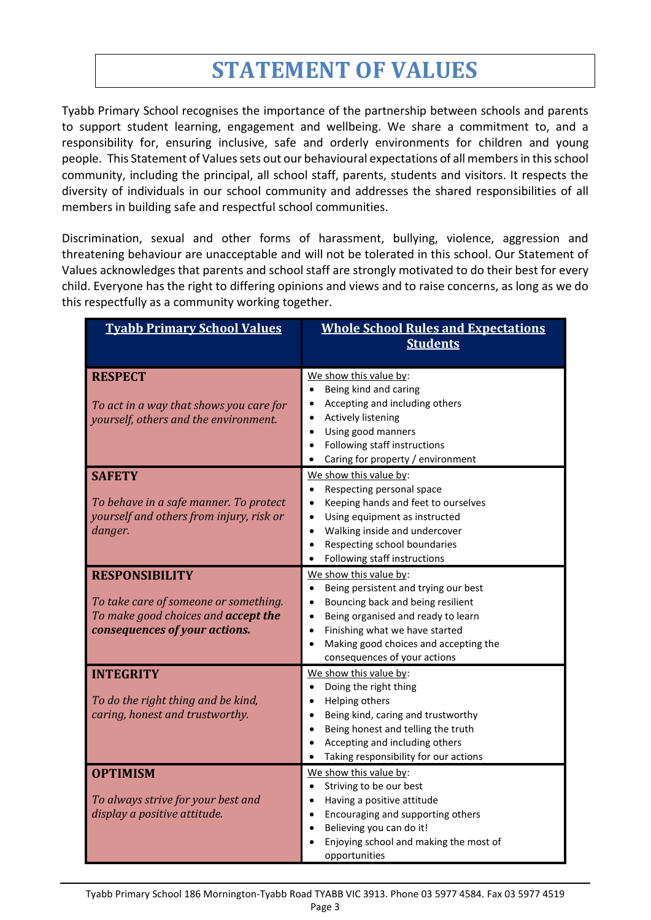# STATEMENT OF VALUES

Tyabb Primary School recognises the importance of the partnership between schools and parents to support student learning, engagement and wellbeing. We share a commitment to, and a responsibility for, ensuring inclusive, safe and orderly environments for children and young people. This Statement of Values sets out our behavioural expectations of all members in this school community, including the principal, all school staff, parents, students and visitors. It respects the diversity of individuals in our school community and addresses the shared responsibilities of all members in building safe and respectful school communities.

Discrimination, sexual and other forms of harassment, bullying, violence, aggression and threatening behaviour are unacceptable and will not be tolerated in this school. Our Statement of Values acknowledges that parents and school staff are strongly motivated to do their best for every child. Everyone has the right to differing opinions and views and to raise concerns, as long as we do this respectfully as a community working together.

| Tyabb Primary School Values | Whole School Rules and Expectations Students |
|---|---|
| **RESPECT**<br><br>*To act in a way that shows you care for yourself, others and the environment.* | We show this value by:<br>• Being kind and caring<br>• Accepting and including others<br>• Actively listening<br>• Using good manners<br>• Following staff instructions<br>• Caring for property / environment |
| **SAFETY**<br><br>*To behave in a safe manner. To protect yourself and others from injury, risk or danger.* | We show this value by:<br>• Respecting personal space<br>• Keeping hands and feet to ourselves<br>• Using equipment as instructed<br>• Walking inside and undercover<br>• Respecting school boundaries<br>• Following staff instructions |
| **RESPONSIBILITY**<br><br>*To take care of someone or something. To make good choices and* ***accept the consequences of your actions.*** | We show this value by:<br>• Being persistent and trying our best<br>• Bouncing back and being resilient<br>• Being organised and ready to learn<br>• Finishing what we have started<br>• Making good choices and accepting the consequences of your actions |
| **INTEGRITY**<br><br>*To do the right thing and be kind, caring, honest and trustworthy.* | We show this value by:<br>• Doing the right thing<br>• Helping others<br>• Being kind, caring and trustworthy<br>• Being honest and telling the truth<br>• Accepting and including others<br>• Taking responsibility for our actions |
| **OPTIMISM**<br><br>*To always strive for your best and display a positive attitude.* | We show this value by:<br>• Striving to be our best<br>• Having a positive attitude<br>• Encouraging and supporting others<br>• Believing you can do it!<br>• Enjoying school and making the most of opportunities |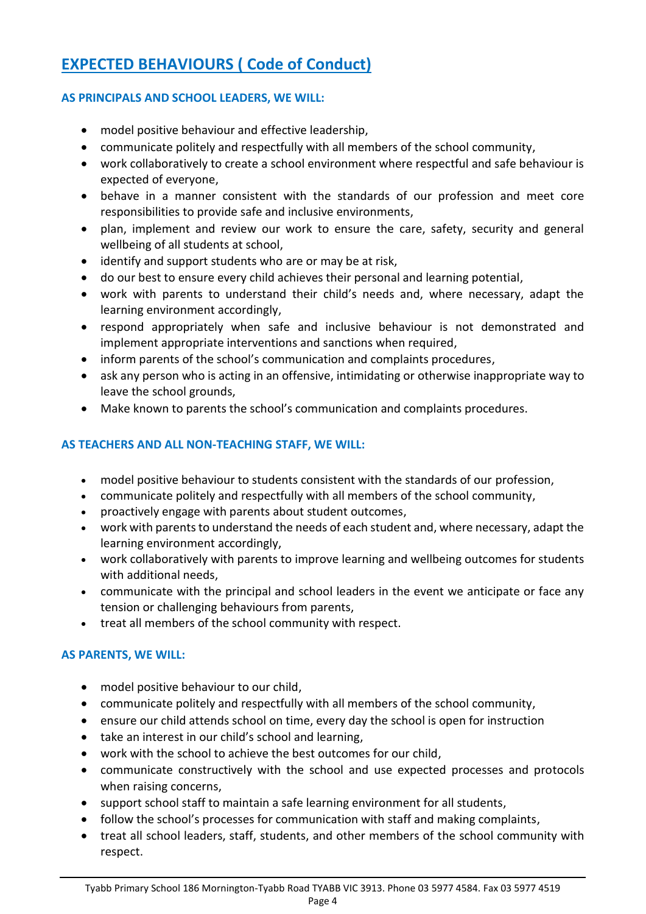# EXPECTED BEHAVIOURS ( Code of Conduct)

### AS PRINCIPALS AND SCHOOL LEADERS, WE WILL:

- model positive behaviour and effective leadership,
- communicate politely and respectfully with all members of the school community,
- work collaboratively to create a school environment where respectful and safe behaviour is expected of everyone,
- behave in a manner consistent with the standards of our profession and meet core responsibilities to provide safe and inclusive environments,
- plan, implement and review our work to ensure the care, safety, security and general wellbeing of all students at school,
- identify and support students who are or may be at risk,
- do our best to ensure every child achieves their personal and learning potential,
- work with parents to understand their child's needs and, where necessary, adapt the learning environment accordingly,
- respond appropriately when safe and inclusive behaviour is not demonstrated and implement appropriate interventions and sanctions when required,
- inform parents of the school's communication and complaints procedures,
- ask any person who is acting in an offensive, intimidating or otherwise inappropriate way to leave the school grounds,
- Make known to parents the school's communication and complaints procedures.

### AS TEACHERS AND ALL NON-TEACHING STAFF, WE WILL:

- model positive behaviour to students consistent with the standards of our profession,
- communicate politely and respectfully with all members of the school community,
- proactively engage with parents about student outcomes,
- work with parents to understand the needs of each student and, where necessary, adapt the learning environment accordingly,
- work collaboratively with parents to improve learning and wellbeing outcomes for students with additional needs,
- communicate with the principal and school leaders in the event we anticipate or face any tension or challenging behaviours from parents,
- treat all members of the school community with respect.

### AS PARENTS, WE WILL:

- model positive behaviour to our child,
- communicate politely and respectfully with all members of the school community,
- ensure our child attends school on time, every day the school is open for instruction
- take an interest in our child's school and learning,
- work with the school to achieve the best outcomes for our child,
- communicate constructively with the school and use expected processes and protocols when raising concerns,
- support school staff to maintain a safe learning environment for all students,
- follow the school's processes for communication with staff and making complaints,
- treat all school leaders, staff, students, and other members of the school community with respect.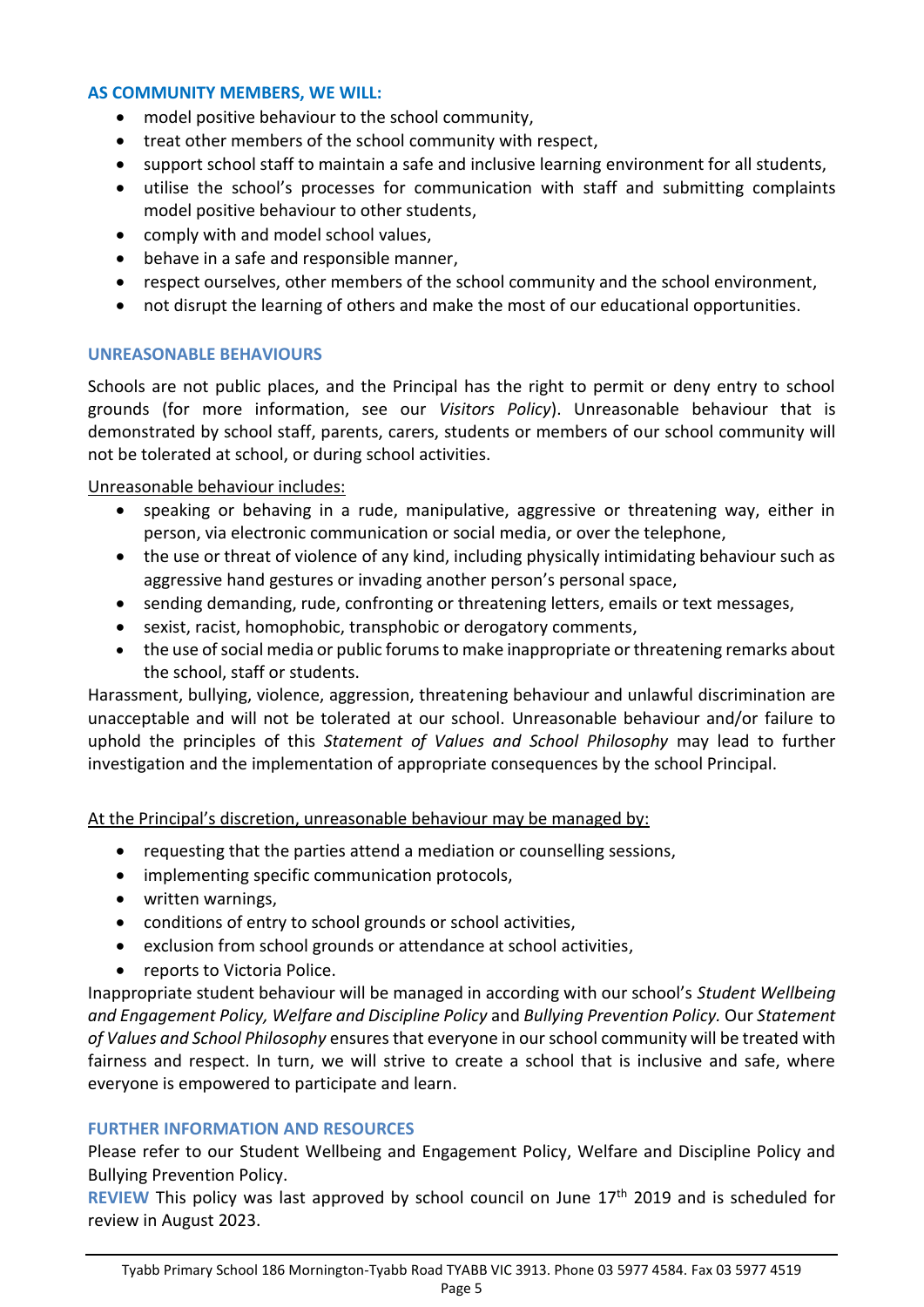### AS COMMUNITY MEMBERS, WE WILL:

- model positive behaviour to the school community,
- treat other members of the school community with respect,
- support school staff to maintain a safe and inclusive learning environment for all students,
- utilise the school's processes for communication with staff and submitting complaints model positive behaviour to other students,
- comply with and model school values,
- behave in a safe and responsible manner,
- respect ourselves, other members of the school community and the school environment,
- not disrupt the learning of others and make the most of our educational opportunities.

### UNREASONABLE BEHAVIOURS

Schools are not public places, and the Principal has the right to permit or deny entry to school grounds (for more information, see our *Visitors Policy*). Unreasonable behaviour that is demonstrated by school staff, parents, carers, students or members of our school community will not be tolerated at school, or during school activities.

Unreasonable behaviour includes:

- speaking or behaving in a rude, manipulative, aggressive or threatening way, either in person, via electronic communication or social media, or over the telephone,
- the use or threat of violence of any kind, including physically intimidating behaviour such as aggressive hand gestures or invading another person's personal space,
- sending demanding, rude, confronting or threatening letters, emails or text messages,
- sexist, racist, homophobic, transphobic or derogatory comments,
- the use of social media or public forums to make inappropriate or threatening remarks about the school, staff or students.

Harassment, bullying, violence, aggression, threatening behaviour and unlawful discrimination are unacceptable and will not be tolerated at our school. Unreasonable behaviour and/or failure to uphold the principles of this *Statement of Values and School Philosophy* may lead to further investigation and the implementation of appropriate consequences by the school Principal.

At the Principal's discretion, unreasonable behaviour may be managed by:

- requesting that the parties attend a mediation or counselling sessions,
- implementing specific communication protocols,
- written warnings,
- conditions of entry to school grounds or school activities,
- exclusion from school grounds or attendance at school activities,
- reports to Victoria Police.

Inappropriate student behaviour will be managed in according with our school's *Student Wellbeing and Engagement Policy, Welfare and Discipline Policy* and *Bullying Prevention Policy.* Our *Statement of Values and School Philosophy* ensures that everyone in our school community will be treated with fairness and respect. In turn, we will strive to create a school that is inclusive and safe, where everyone is empowered to participate and learn.

### FURTHER INFORMATION AND RESOURCES

Please refer to our Student Wellbeing and Engagement Policy, Welfare and Discipline Policy and Bullying Prevention Policy.

**REVIEW** This policy was last approved by school council on June 17th 2019 and is scheduled for review in August 2023.